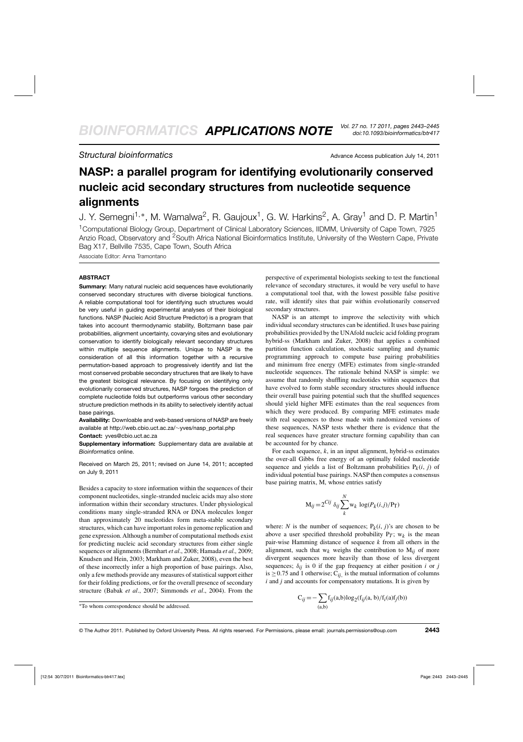*Structural bioinformatics*

Advance Access publication July 14, 2011

# NASP: a parallel program for identifying evolutionarily conserved nucleic acid secondary structures from nucleotide sequence alignments

J. Y. Semegni[1,∗], M. Wamalwa[2], R. Gaujoux[1], G. W. Harkins[2], A. Gray[1] and D. P. Martin[1]

[1]Computational Biology Group, Department of Clinical Laboratory Sciences, IIDMM, University of Cape Town, 7925 Anzio Road, Observatory and [2]South Africa National Bioinformatics Institute, University of the Western Cape, Private Bag X17, Bellville 7535, Cape Town, South Africa

Associate Editor: Anna Tramontano

## ABSTRACT

**Summary:** Many natural nucleic acid sequences have evolutionarily conserved secondary structures with diverse biological functions. A reliable computational tool for identifying such structures would be very useful in guiding experimental analyses of their biological functions. NASP (Nucleic Acid Structure Predictor) is a program that takes into account thermodynamic stability, Boltzmann base pair probabilities, alignment uncertainty, covarying sites and evolutionary conservation to identify biologically relevant secondary structures within multiple sequence alignments. Unique to NASP is the consideration of all this information together with a recursive permutation-based approach to progressively identify and list the most conserved probable secondary structures that are likely to have the greatest biological relevance. By focusing on identifying only evolutionarily conserved structures, NASP forgoes the prediction of complete nucleotide folds but outperforms various other secondary structure prediction methods in its ability to selectively identify actual base pairings.

**Availability:** Downloable and web-based versions of NASP are freely available at http://web.cbio.uct.ac.za/~yves/nasp_portal.php

**Contact:** yves@cbio.uct.ac.za

**Supplementary information:** Supplementary data are available at *Bioinformatics* online.

Received on March 25, 2011; revised on June 14, 2011; accepted on July 9, 2011

Besides a capacity to store information within the sequences of their component nucleotides, single-stranded nucleic acids may also store information within their secondary structures. Under physiological conditions many single-stranded RNA or DNA molecules longer than approximately 20 nucleotides form meta-stable secondary structures, which can have important roles in genome replication and gene expression. Although a number of computational methods exist for predicting nucleic acid secondary structures from either single sequences or alignments (Bernhart *et al*., 2008; Hamada *et al.*, 2009; Knudsen and Hein, 2003; Markham and Zuker, 2008), even the best of these incorrectly infer a high proportion of base pairings. Also, only a few methods provide any measures of statistical support either for their folding predictions, or for the overall presence of secondary structure (Babak *et al*., 2007; Simmonds *et al*., 2004). From the perspective of experimental biologists seeking to test the functional relevance of secondary structures, it would be very useful to have a computational tool that, with the lowest possible false positive rate, will identify sites that pair within evolutionarily conserved secondary structures.

NASP is an attempt to improve the selectivity with which individual secondary structures can be identified. It uses base pairing probabilities provided by the UNAfold nucleic acid folding program hybrid-ss (Markham and Zuker, 2008) that applies a combined partition function calculation, stochastic sampling and dynamic programming approach to compute base pairing probabilities and minimum free energy (MFE) estimates from single-stranded nucleotide sequences. The rationale behind NASP is simple: we assume that randomly shuffling nucleotides within sequences that have evolved to form stable secondary structures should influence their overall base pairing potential such that the shuffled sequences should yield higher MFE estimates than the real sequences from which they were produced. By comparing MFE estimates made with real sequences to those made with randomized versions of these sequences, NASP tests whether there is evidence that the real sequences have greater structure forming capability than can be accounted for by chance.

For each sequence, $k$, in an input alignment, hybrid-ss estimates the over-all Gibbs free energy of an optimally folded nucleotide sequence and yields a list of Boltzmann probabilities $P_k(i, j)$ of individual potential base pairings. NASP then computes a consensus base pairing matrix, M, whose entries satisfy

$$M_{ij} = 2^{C_{ij}}\, \delta_{ij} \sum_{k}^{N} w_k \, \log(P_k(i,j)/P_T)$$

where: $N$ is the number of sequences; $P_k(i, j)$'s are chosen to be above a user specified threshold probability $P_T$; $w_k$ is the mean pair-wise Hamming distance of sequence $k$ from all others in the alignment, such that $w_k$ weighs the contribution to $M_{ij}$ of more divergent sequences more heavily than those of less divergent sequences; $\delta_{ij}$ is 0 if the gap frequency at either position $i$ or $j$ is $\geq 0.75$ and 1 otherwise; $C_{ij}$ is the mutual information of columns $i$ and $j$ and accounts for compensatory mutations. It is given by

$$C_{ij} = -\sum_{(a,b)} f_{ij}(a,b)\log_2(f_{ij}(a,b)/f_i(a)f_j(b))$$

∗To whom correspondence should be addressed.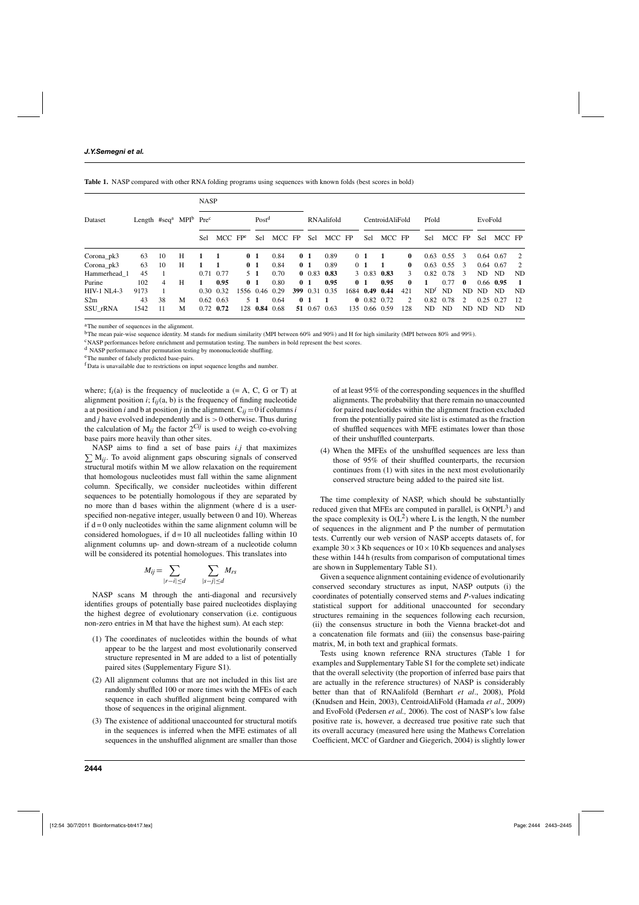**Table 1.** NASP compared with other RNA folding programs using sequences with known folds (best scores in bold)

| Dataset | Length | #seq[a] | MPI[b] | NASP Pre[c] | | | NASP Post[d] | | | RNAalifold | | | CentroidAliFold | | | Pfold | | | EvoFold | | |
|---|---|---|---|---|---|---|---|---|---|---|---|---|---|---|---|---|---|---|---|---|---|
| | | | | Sel | MCC | FP[e] | Sel | MCC | FP | Sel | MCC | FP | Sel | MCC | FP | Sel | MCC | FP | Sel | MCC | FP |
| Corona_pk3 | 63 | 10 | H | **1** | **1** | **0** | **1** | 0.84 | **0** | **1** | 0.89 | **0** | **1** | **1** | **0** | 0.63 | 0.55 | 3 | 0.64 | 0.67 | 2 |
| Corona_pk3 | 63 | 10 | H | **1** | **1** | **0** | **1** | 0.84 | **0** | **1** | 0.89 | **0** | **1** | **1** | **0** | 0.63 | 0.55 | 3 | 0.64 | 0.67 | 2 |
| Hammerhead_1 | 45 | 1 | | 0.71 | 0.77 | 5 | **1** | 0.70 | **0** | 0.83 | **0.83** | 3 | 0.83 | **0.83** | 3 | 0.82 | 0.78 | 3 | ND | ND | ND |
| Purine | 102 | 4 | H | **1** | 0.95 | **0** | **1** | 0.80 | **0** | **1** | **0.95** | **0** | **1** | **0.95** | **0** | **1** | 0.77 | **0** | 0.66 | **0.95** | **1** |
| HIV-1 NL4-3 | 9173 | 1 | | 0.30 | 0.32 | 1556 | 0.46 | 0.29 | **399** | 0.31 | 0.35 | 1684 | **0.49** | **0.44** | 421 | ND[f] | ND | ND | ND | ND | ND |
| S2m | 43 | 38 | M | 0.62 | 0.63 | 5 | **1** | 0.64 | **0** | **1** | **1** | **0** | 0.82 | 0.72 | 2 | 0.82 | 0.78 | 2 | 0.25 | 0.27 | 12 |
| SSU_rRNA | 1542 | 11 | M | 0.72 | **0.72** | 128 | **0.84** | 0.68 | **51** | 0.67 | 0.63 | 135 | 0.66 | 0.59 | 128 | ND | ND | ND | ND | ND | ND |

[a]The number of sequences in the alignment.
[b]The mean pair-wise sequence identity. M stands for medium similarity (MPI between 60% and 90%) and H for high similarity (MPI between 80% and 99%).
[c]NASP performances before enrichment and permutation testing. The numbers in bold represent the best scores.
[d] NASP performance after permutation testing by mononucleotide shuffling.
[e]The number of falsely predicted base-pairs.
[f]Data is unavailable due to restrictions on input sequence lengths and number.

where; $f_i(a)$ is the frequency of nucleotide a (= A, C, G or T) at alignment position $i$; $f_{ij}(a, b)$ is the frequency of finding nucleotide a at position $i$ and b at position $j$ in the alignment. $C_{ij} = 0$ if columns $i$ and $j$ have evolved independently and is $> 0$ otherwise. Thus during the calculation of $M_{ij}$ the factor $2^{C_{ij}}$ is used to weigh co-evolving base pairs more heavily than other sites.

NASP aims to find a set of base pairs $i.j$ that maximizes $\sum M_{ij}$. To avoid alignment gaps obscuring signals of conserved structural motifs within M we allow relaxation on the requirement that homologous nucleotides must fall within the same alignment column. Specifically, we consider nucleotides within different sequences to be potentially homologous if they are separated by no more than d bases within the alignment (where d is a user-specified non-negative integer, usually between 0 and 10). Whereas if d = 0 only nucleotides within the same alignment column will be considered homologues, if d = 10 all nucleotides falling within 10 alignment columns up- and down-stream of a nucleotide column will be considered its potential homologues. This translates into

$$M_{ij} = \sum_{|r-i| \le d} \sum_{|s-j| \le d} M_{rs}$$

NASP scans M through the anti-diagonal and recursively identifies groups of potentially base paired nucleotides displaying the highest degree of evolutionary conservation (i.e. contiguous non-zero entries in M that have the highest sum). At each step:

1. The coordinates of nucleotides within the bounds of what appear to be the largest and most evolutionarily conserved structure represented in M are added to a list of potentially paired sites (Supplementary Figure S1).
2. All alignment columns that are not included in this list are randomly shuffled 100 or more times with the MFEs of each sequence in each shuffled alignment being compared with those of sequences in the original alignment.
3. The existence of additional unaccounted for structural motifs in the sequences is inferred when the MFE estimates of all sequences in the unshuffled alignment are smaller than those of at least 95% of the corresponding sequences in the shuffled alignments. The probability that there remain no unaccounted for paired nucleotides within the alignment fraction excluded from the potentially paired site list is estimated as the fraction of shuffled sequences with MFE estimates lower than those of their unshuffled counterparts.
4. When the MFEs of the unshuffled sequences are less than those of 95% of their shuffled counterparts, the recursion continues from (1) with sites in the next most evolutionarily conserved structure being added to the paired site list.

The time complexity of NASP, which should be substantially reduced given that MFEs are computed in parallel, is $O(NPL^3)$ and the space complexity is $O(L^2)$ where L is the length, N the number of sequences in the alignment and P the number of permutation tests. Currently our web version of NASP accepts datasets of, for example $30 \times 3$ Kb sequences or $10 \times 10$ Kb sequences and analyses these within 144 h (results from comparison of computational times are shown in Supplementary Table S1).

Given a sequence alignment containing evidence of evolutionarily conserved secondary structures as input, NASP outputs (i) the coordinates of potentially conserved stems and *P*-values indicating statistical support for additional unaccounted for secondary structures remaining in the sequences following each recursion, (ii) the consensus structure in both the Vienna bracket-dot and a concatenation file formats and (iii) the consensus base-pairing matrix, M, in both text and graphical formats.

Tests using known reference RNA structures (Table 1 for examples and Supplementary Table S1 for the complete set) indicate that the overall selectivity (the proportion of inferred base pairs that are actually in the reference structures) of NASP is considerably better than that of RNAalifold (Bernhart *et al*., 2008), Pfold (Knudsen and Hein, 2003), CentroidAliFold (Hamada *et al*., 2009) and EvoFold (Pedersen *et al.,* 2006). The cost of NASP's low false positive rate is, however, a decreased true positive rate such that its overall accuracy (measured here using the Mathews Correlation Coefficient, MCC of Gardner and Giegerich, 2004) is slightly lower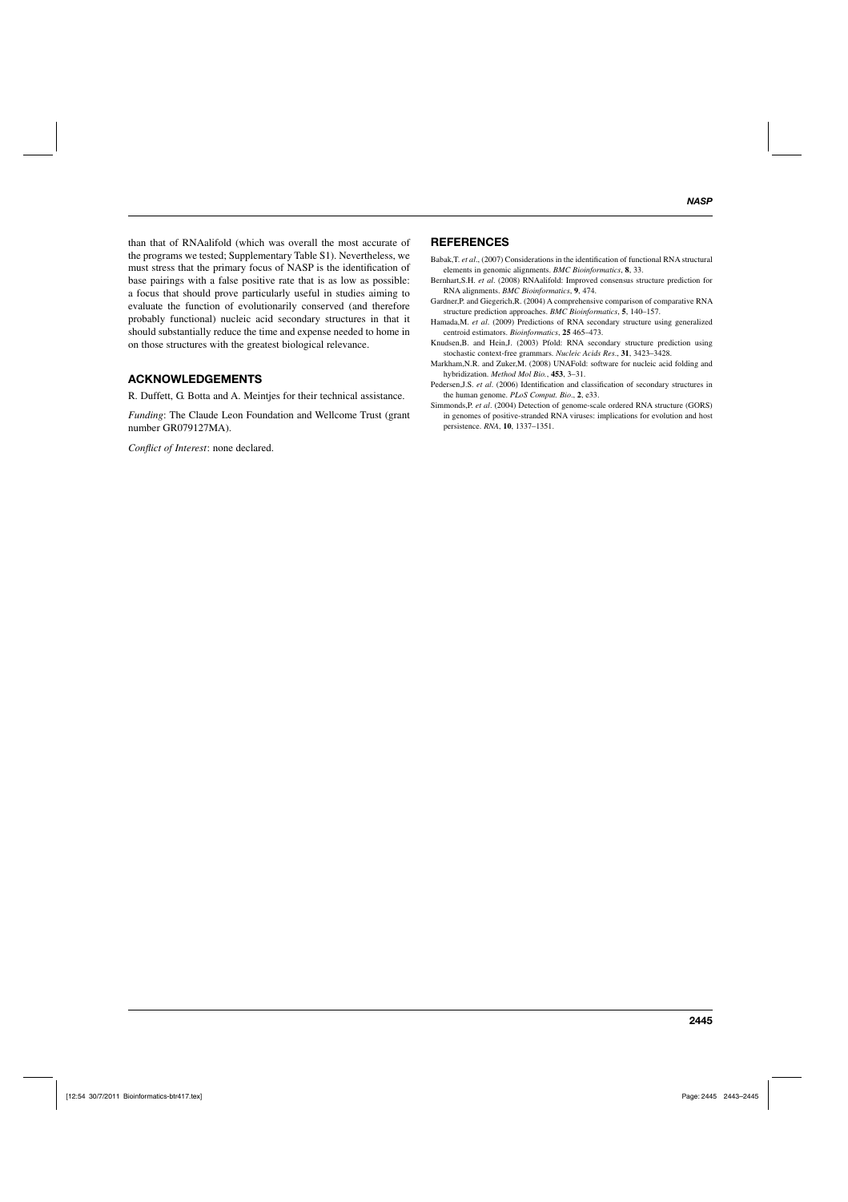than that of RNAalifold (which was overall the most accurate of the programs we tested; Supplementary Table S1). Nevertheless, we must stress that the primary focus of NASP is the identification of base pairings with a false positive rate that is as low as possible: a focus that should prove particularly useful in studies aiming to evaluate the function of evolutionarily conserved (and therefore probably functional) nucleic acid secondary structures in that it should substantially reduce the time and expense needed to home in on those structures with the greatest biological relevance.

## ACKNOWLEDGEMENTS

R. Duffett, G. Botta and A. Meintjes for their technical assistance.

*Funding*: The Claude Leon Foundation and Wellcome Trust (grant number GR079127MA).

*Conflict of Interest*: none declared.

## REFERENCES

Babak,T. *et al*., (2007) Considerations in the identification of functional RNA structural elements in genomic alignments. *BMC Bioinformatics*, **8**, 33.

Bernhart,S.H. *et al*. (2008) RNAalifold: Improved consensus structure prediction for RNA alignments. *BMC Bioinformatics*, **9**, 474.

Gardner,P. and Giegerich,R. (2004) A comprehensive comparison of comparative RNA structure prediction approaches. *BMC Bioinformatics*, **5**, 140–157.

Hamada,M. *et al*. (2009) Predictions of RNA secondary structure using generalized centroid estimators. *Bioinformatics*, **25** 465–473.

Knudsen,B. and Hein,J. (2003) Pfold: RNA secondary structure prediction using stochastic context-free grammars. *Nucleic Acids Res*., **31**, 3423–3428.

Markham,N.R. and Zuker,M. (2008) UNAFold: software for nucleic acid folding and hybridization. *Method Mol Bio*., **453**, 3–31.

Pedersen,J.S. *et al*. (2006) Identification and classification of secondary structures in the human genome. *PLoS Comput. Bio*., **2**, e33.

Simmonds,P. *et al*. (2004) Detection of genome-scale ordered RNA structure (GORS) in genomes of positive-stranded RNA viruses: implications for evolution and host persistence. *RNA*, **10**, 1337–1351.